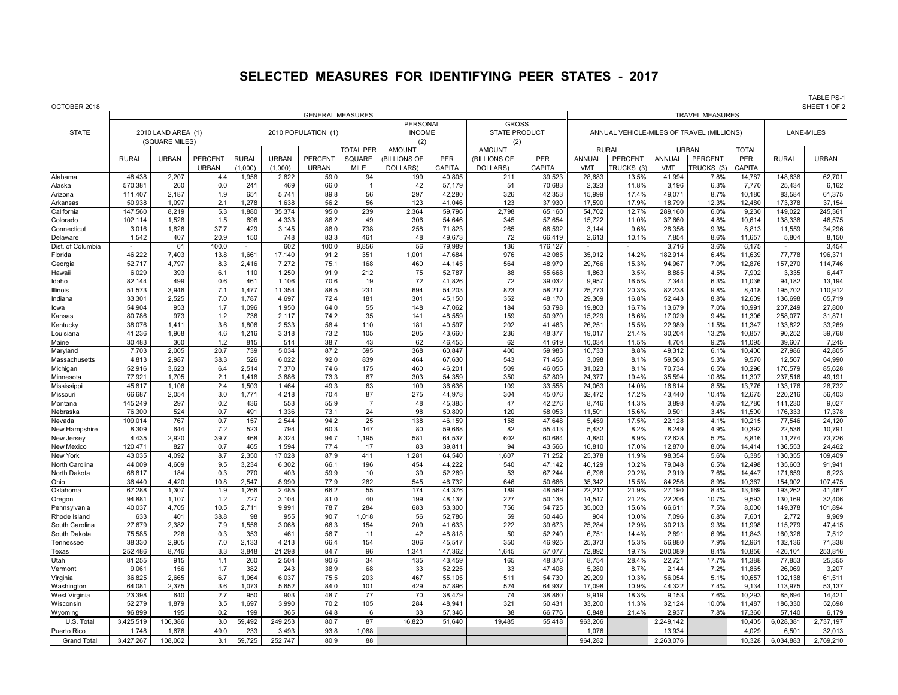# SELECTED MEASURES FOR IDENTIFYING PEER STATES - 2017

OCTOBER 2018

TABLE PS-1
SHEET 1 OF 2

| STATE | GENERAL MEASURES | | | | | | | | | | | TRAVEL MEASURES | | | | | | |
|---|---|---|---|---|---|---|---|---|---|---|---|---|---|---|---|---|---|---|
| | 2010 LAND AREA (1) (SQUARE MILES) | | | 2010 POPULATION (1) | | | | PERSONAL INCOME (2) | | GROSS STATE PRODUCT (2) | | ANNUAL VEHICLE-MILES OF TRAVEL (MILLIONS) | | | | | LANE-MILES | |
| | | | | | | | | | | | | RURAL | | URBAN | | TOTAL | | |
| | RURAL | URBAN | PERCENT URBAN | RURAL (1,000) | URBAN (1,000) | PERCENT URBAN | TOTAL PER SQUARE MILE | AMOUNT (BILLIONS OF DOLLARS) | PER CAPITA | AMOUNT (BILLIONS OF DOLLARS) | PER CAPITA | ANNUAL VMT | PERCENT TRUCKS (3) | ANNUAL VMT | PERCENT TRUCKS (3) | PER CAPITA | RURAL | URBAN |
| Alabama | 48,438 | 2,207 | 4.4 | 1,958 | 2,822 | 59.0 | 94 | 199 | 40,805 | 211 | 39,523 | 28,683 | 13.5% | 41,994 | 7.8% | 14,787 | 148,638 | 62,701 |
| Alaska | 570,381 | 260 | 0.0 | 241 | 469 | 66.0 | 1 | 42 | 57,179 | 51 | 70,683 | 2,323 | 11.8% | 3,196 | 6.3% | 7,770 | 25,434 | 6,162 |
| Arizona | 111,407 | 2,187 | 1.9 | 651 | 5,741 | 89.8 | 56 | 297 | 42,280 | 326 | 42,353 | 15,999 | 17.4% | 49,071 | 8.7% | 10,180 | 83,584 | 61,375 |
| Arkansas | 50,938 | 1,097 | 2.1 | 1,278 | 1,638 | 56.2 | 56 | 123 | 41,046 | 123 | 37,930 | 17,590 | 17.9% | 18,799 | 12.3% | 12,480 | 173,378 | 37,154 |
| California | 147,560 | 8,219 | 5.3 | 1,880 | 35,374 | 95.0 | 239 | 2,364 | 59,796 | 2,798 | 65,160 | 54,702 | 12.7% | 289,160 | 6.0% | 9,230 | 149,022 | 245,361 |
| Colorado | 102,114 | 1,528 | 1.5 | 696 | 4,333 | 86.2 | 49 | 306 | 54,646 | 345 | 57,654 | 15,722 | 11.0% | 37,660 | 4.8% | 10,614 | 138,338 | 46,575 |
| Connecticut | 3,016 | 1,826 | 37.7 | 429 | 3,145 | 88.0 | 738 | 258 | 71,823 | 265 | 66,592 | 3,144 | 9.6% | 28,356 | 9.3% | 8,813 | 11,559 | 34,296 |
| Delaware | 1,542 | 407 | 20.9 | 150 | 748 | 83.3 | 461 | 48 | 49,673 | 72 | 66,419 | 2,613 | 10.1% | 7,854 | 8.6% | 11,657 | 5,804 | 8,150 |
| Dist. of Columbia | - | 61 | 100.0 | - | 602 | 100.0 | 9,856 | 56 | 79,989 | 136 | 176,127 | - | - | 3,716 | 3.6% | 6,175 | - | 3,454 |
| Florida | 46,222 | 7,403 | 13.8 | 1,661 | 17,140 | 91.2 | 351 | 1,001 | 47,684 | 976 | 42,085 | 35,912 | 14.2% | 182,914 | 6.4% | 11,639 | 77,778 | 196,371 |
| Georgia | 52,717 | 4,797 | 8.3 | 2,416 | 7,272 | 75.1 | 168 | 460 | 44,145 | 564 | 48,979 | 29,766 | 15.3% | 94,967 | 7.0% | 12,876 | 157,270 | 114,746 |
| Hawaii | 6,029 | 393 | 6.1 | 110 | 1,250 | 91.9 | 212 | 75 | 52,787 | 88 | 55,668 | 1,863 | 3.5% | 8,885 | 4.5% | 7,902 | 3,335 | 6,447 |
| Idaho | 82,144 | 499 | 0.6 | 461 | 1,106 | 70.6 | 19 | 72 | 41,826 | 72 | 39,032 | 9,957 | 16.5% | 7,344 | 6.3% | 11,036 | 94,182 | 13,194 |
| Illinois | 51,573 | 3,946 | 7.1 | 1,477 | 11,354 | 88.5 | 231 | 694 | 54,203 | 823 | 58,217 | 25,773 | 20.3% | 82,238 | 9.8% | 8,418 | 195,702 | 110,912 |
| Indiana | 33,301 | 2,525 | 7.0 | 1,787 | 4,697 | 72.4 | 181 | 301 | 45,150 | 352 | 48,170 | 29,309 | 16.8% | 52,443 | 8.8% | 12,609 | 136,698 | 65,719 |
| Iowa | 54,904 | 953 | 1.7 | 1,096 | 1,950 | 64.0 | 55 | 148 | 47,062 | 184 | 53,798 | 19,803 | 16.7% | 13,679 | 7.0% | 10,991 | 207,249 | 27,800 |
| Kansas | 80,786 | 973 | 1.2 | 736 | 2,117 | 74.2 | 35 | 141 | 48,559 | 159 | 50,970 | 15,229 | 18.6% | 17,029 | 9.4% | 11,306 | 258,077 | 31,871 |
| Kentucky | 38,076 | 1,411 | 3.6 | 1,806 | 2,533 | 58.4 | 110 | 181 | 40,597 | 202 | 41,463 | 26,251 | 15.5% | 22,989 | 11.5% | 11,347 | 133,822 | 33,269 |
| Louisiana | 41,236 | 1,968 | 4.6 | 1,216 | 3,318 | 73.2 | 105 | 205 | 43,660 | 236 | 48,377 | 19,017 | 21.4% | 30,204 | 13.2% | 10,857 | 90,252 | 39,768 |
| Maine | 30,483 | 360 | 1.2 | 815 | 514 | 38.7 | 43 | 62 | 46,455 | 62 | 41,619 | 10,034 | 11.5% | 4,704 | 9.2% | 11,095 | 39,607 | 7,245 |
| Maryland | 7,703 | 2,005 | 20.7 | 739 | 5,034 | 87.2 | 595 | 368 | 60,847 | 400 | 59,983 | 10,733 | 8.8% | 49,312 | 6.1% | 10,400 | 27,986 | 42,805 |
| Massachusetts | 4,813 | 2,987 | 38.3 | 526 | 6,022 | 92.0 | 839 | 464 | 67,630 | 543 | 71,456 | 3,098 | 8.1% | 59,563 | 5.3% | 9,570 | 12,567 | 64,990 |
| Michigan | 52,916 | 3,623 | 6.4 | 2,514 | 7,370 | 74.6 | 175 | 460 | 46,201 | 509 | 46,055 | 31,023 | 8.1% | 70,734 | 6.5% | 10,296 | 170,579 | 85,628 |
| Minnesota | 77,921 | 1,705 | 2.1 | 1,418 | 3,886 | 73.3 | 67 | 303 | 54,359 | 350 | 57,809 | 24,377 | 19.4% | 35,594 | 10.8% | 11,307 | 237,516 | 49,191 |
| Mississippi | 45,817 | 1,106 | 2.4 | 1,503 | 1,464 | 49.3 | 63 | 109 | 36,636 | 109 | 33,558 | 24,063 | 14.0% | 16,814 | 8.5% | 13,776 | 133,176 | 28,732 |
| Missouri | 66,687 | 2,054 | 3.0 | 1,771 | 4,218 | 70.4 | 87 | 275 | 44,978 | 304 | 45,076 | 32,472 | 17.2% | 43,440 | 10.4% | 12,675 | 220,216 | 56,403 |
| Montana | 145,249 | 297 | 0.2 | 436 | 553 | 55.9 | 7 | 48 | 45,385 | 47 | 42,276 | 8,746 | 14.3% | 3,898 | 4.6% | 12,780 | 141,230 | 9,027 |
| Nebraska | 76,300 | 524 | 0.7 | 491 | 1,336 | 73.1 | 24 | 98 | 50,809 | 120 | 58,053 | 11,501 | 15.6% | 9,501 | 3.4% | 11,500 | 176,333 | 17,378 |
| Nevada | 109,014 | 767 | 0.7 | 157 | 2,544 | 94.2 | 25 | 138 | 46,159 | 158 | 47,648 | 5,459 | 17.5% | 22,128 | 4.1% | 10,215 | 77,546 | 24,120 |
| New Hampshire | 8,309 | 644 | 7.2 | 523 | 794 | 60.3 | 147 | 80 | 59,668 | 82 | 55,413 | 5,432 | 8.2% | 8,249 | 4.9% | 10,392 | 22,536 | 10,791 |
| New Jersey | 4,435 | 2,920 | 39.7 | 468 | 8,324 | 94.7 | 1,195 | 581 | 64,537 | 602 | 60,684 | 4,880 | 8.9% | 72,628 | 5.2% | 8,816 | 11,274 | 73,726 |
| New Mexico | 120,471 | 827 | 0.7 | 465 | 1,594 | 77.4 | 17 | 83 | 39,811 | 94 | 43,566 | 16,810 | 17.0% | 12,870 | 8.0% | 14,414 | 136,553 | 24,462 |
| New York | 43,035 | 4,092 | 8.7 | 2,350 | 17,028 | 87.9 | 411 | 1,281 | 64,540 | 1,607 | 71,252 | 25,378 | 11.9% | 98,354 | 5.6% | 6,385 | 130,355 | 109,409 |
| North Carolina | 44,009 | 4,609 | 9.5 | 3,234 | 6,302 | 66.1 | 196 | 454 | 44,222 | 540 | 47,142 | 40,129 | 10.2% | 79,048 | 6.5% | 12,498 | 135,603 | 91,941 |
| North Dakota | 68,817 | 184 | 0.3 | 270 | 403 | 59.9 | 10 | 39 | 52,269 | 53 | 67,244 | 6,798 | 20.2% | 2,919 | 7.6% | 14,447 | 171,659 | 6,223 |
| Ohio | 36,440 | 4,420 | 10.8 | 2,547 | 8,990 | 77.9 | 282 | 545 | 46,732 | 646 | 50,666 | 35,342 | 15.5% | 84,256 | 8.9% | 10,367 | 154,902 | 107,475 |
| Oklahoma | 67,288 | 1,307 | 1.9 | 1,266 | 2,485 | 66.2 | 55 | 174 | 44,376 | 189 | 48,569 | 22,212 | 21.9% | 27,190 | 8.4% | 13,169 | 193,262 | 41,467 |
| Oregon | 94,881 | 1,107 | 1.2 | 727 | 3,104 | 81.0 | 40 | 199 | 48,137 | 227 | 50,138 | 14,547 | 21.2% | 22,206 | 10.7% | 9,593 | 130,169 | 32,406 |
| Pennsylvania | 40,037 | 4,705 | 10.5 | 2,711 | 9,991 | 78.7 | 284 | 683 | 53,300 | 756 | 54,725 | 35,003 | 15.6% | 66,611 | 7.5% | 8,000 | 149,378 | 101,894 |
| Rhode Island | 633 | 401 | 38.8 | 98 | 955 | 90.7 | 1,018 | 56 | 52,786 | 59 | 50,446 | 904 | 10.0% | 7,096 | 6.8% | 7,601 | 2,772 | 9,969 |
| South Carolina | 27,679 | 2,382 | 7.9 | 1,558 | 3,068 | 66.3 | 154 | 209 | 41,633 | 222 | 39,673 | 25,284 | 12.9% | 30,213 | 9.3% | 11,998 | 115,279 | 47,415 |
| South Dakota | 75,585 | 226 | 0.3 | 353 | 461 | 56.7 | 11 | 42 | 48,818 | 50 | 52,240 | 6,751 | 14.4% | 2,891 | 6.9% | 11,843 | 160,326 | 7,512 |
| Tennessee | 38,330 | 2,905 | 7.0 | 2,133 | 4,213 | 66.4 | 154 | 306 | 45,517 | 350 | 46,925 | 25,373 | 15.3% | 56,880 | 7.9% | 12,961 | 132,136 | 71,338 |
| Texas | 252,486 | 8,746 | 3.3 | 3,848 | 21,298 | 84.7 | 96 | 1,341 | 47,362 | 1,645 | 57,077 | 72,892 | 19.7% | 200,089 | 8.4% | 10,856 | 426,101 | 253,816 |
| Utah | 81,255 | 915 | 1.1 | 260 | 2,504 | 90.6 | 34 | 135 | 43,459 | 165 | 48,376 | 8,754 | 28.4% | 22,721 | 17.7% | 11,388 | 77,853 | 25,355 |
| Vermont | 9,061 | 156 | 1.7 | 382 | 243 | 38.9 | 68 | 33 | 52,225 | 33 | 47,408 | 5,280 | 8.7% | 2,144 | 7.2% | 11,865 | 26,069 | 3,207 |
| Virginia | 36,825 | 2,665 | 6.7 | 1,964 | 6,037 | 75.5 | 203 | 467 | 55,105 | 511 | 54,730 | 29,209 | 10.3% | 56,054 | 5.1% | 10,657 | 102,138 | 61,511 |
| Washington | 64,081 | 2,375 | 3.6 | 1,073 | 5,652 | 84.0 | 101 | 429 | 57,896 | 524 | 64,937 | 17,098 | 10.9% | 44,322 | 7.4% | 9,134 | 113,975 | 53,137 |
| West Virginia | 23,398 | 640 | 2.7 | 950 | 903 | 48.7 | 77 | 70 | 38,479 | 74 | 38,860 | 9,919 | 18.3% | 9,153 | 7.6% | 10,293 | 65,694 | 14,421 |
| Wisconsin | 52,279 | 1,879 | 3.5 | 1,697 | 3,990 | 70.2 | 105 | 284 | 48,941 | 321 | 50,431 | 33,200 | 11.3% | 32,124 | 10.0% | 11,487 | 186,330 | 52,698 |
| Wyoming | 96,899 | 195 | 0.2 | 199 | 365 | 64.8 | 6 | 33 | 57,346 | 38 | 66,776 | 6,848 | 21.4% | 2,937 | 7.8% | 17,360 | 57,140 | 6,179 |
| U.S. Total | 3,425,519 | 106,386 | 3.0 | 59,492 | 249,253 | 80.7 | 87 | 16,820 | 51,640 | 19,485 | 55,418 | 963,206 | | 2,249,142 | | 10,405 | 6,028,381 | 2,737,197 |
| Puerto Rico | 1,748 | 1,676 | 49.0 | 233 | 3,493 | 93.8 | 1,088 | | | | | 1,076 | | 13,934 | | 4,029 | 6,501 | 32,013 |
| Grand Total | 3,427,267 | 108,062 | 3.1 | 59,725 | 252,747 | 80.9 | 88 | | | | | 964,282 | | 2,263,076 | | 10,328 | 6,034,883 | 2,769,210 |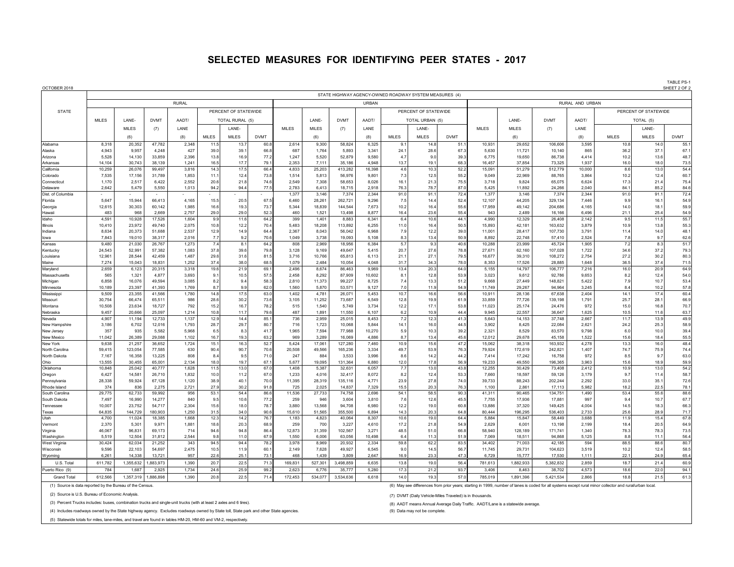# SELECTED MEASURES FOR IDENTIFYING PEER STATES - 2017

OCTOBER 2018

TABLE PS-1
SHEET 2 OF 2

| STATE | STATE HIGHWAY AGENCY-OWNED ROADWAY SYSTEM MEASURES (4) | | | | | | | | | | | | | | | | | | | | |
|---|---|---|---|---|---|---|---|---|---|---|---|---|---|---|---|---|---|---|---|---|---|
| | RURAL | | | | | | | URBAN | | | | | | | RURAL AND URBAN | | | | | | |
| | | | | | PERCENT OF STATEWIDE TOTAL RURAL (5) | | | | | | | PERCENT OF STATEWIDE TOTAL URBAN (5) | | | | | | | PERCENT OF STATEWIDE TOTAL (5) | | |
| | MILES | LANE-MILES (6) | DVMT (7) | AADT/LANE (8) | MILES | LANE-MILES | DVMT | MILES | LANE-MILES (6) | DVMT (7) | AADT/LANE (8) | MILES | LANE-MILES | DVMT | MILES | LANE-MILES (6) | DVMT (7) | AADT/LANE (8) | MILES | LANE-MILES | DVMT |
| Alabama | 8,318 | 20,352 | 47,782 | 2,348 | 11.5 | 13.7 | 60.8 | 2,614 | 9,300 | 58,824 | 6,325 | 9.1 | 14.8 | 51.1 | 10,931 | 29,652 | 106,606 | 3,595 | 10.8 | 14.0 | 55.1 |
| Alaska | 4,943 | 9,957 | 4,248 | 427 | 39.0 | 39.1 | 66.8 | 687 | 1,764 | 5,893 | 3,341 | 24.1 | 28.6 | 67.3 | 5,630 | 11,721 | 10,140 | 865 | 36.2 | 37.1 | 67.1 |
| Arizona | 5,528 | 14,130 | 33,859 | 2,396 | 13.8 | 16.9 | 77.2 | 1,247 | 5,520 | 52,879 | 9,580 | 4.7 | 9.0 | 39.3 | 6,775 | 19,650 | 86,738 | 4,414 | 10.2 | 13.6 | 48.7 |
| Arkansas | 14,104 | 30,743 | 38,139 | 1,241 | 16.5 | 17.7 | 79.1 | 2,353 | 7,111 | 35,186 | 4,948 | 13.7 | 19.1 | 68.3 | 16,457 | 37,854 | 73,325 | 1,937 | 16.0 | 18.0 | 73.5 |
| California | 10,259 | 26,076 | 99,497 | 3,816 | 14.3 | 17.5 | 66.4 | 4,833 | 25,203 | 413,282 | 16,398 | 4.6 | 10.3 | 52.2 | 15,091 | 51,279 | 512,779 | 10,000 | 8.6 | 13.0 | 54.4 |
| Colorado | 7,535 | 17,156 | 31,789 | 1,853 | 11.1 | 12.4 | 73.8 | 1,514 | 5,813 | 56,976 | 9,801 | 7.3 | 12.5 | 55.2 | 9,049 | 22,969 | 88,765 | 3,864 | 10.2 | 12.4 | 60.7 |
| Connecticut | 1,170 | 2,517 | 6,422 | 2,552 | 20.6 | 21.8 | 74.6 | 2,549 | 7,308 | 58,653 | 8,026 | 16.1 | 21.3 | 75.5 | 3,718 | 9,824 | 65,075 | 6,624 | 17.3 | 21.4 | 75.4 |
| Delaware | 2,642 | 5,479 | 5,550 | 1,013 | 94.2 | 94.4 | 77.5 | 2,783 | 6,413 | 18,715 | 2,918 | 76.3 | 78.7 | 87.0 | 5,425 | 11,892 | 24,266 | 2,040 | 84.1 | 85.2 | 84.6 |
| Dist. of Columbia | - | - | - | - | - | - | - | 1,377 | 3,146 | 7,374 | 2,344 | 91.0 | 91.1 | 72.4 | 1,377 | 3,146 | 7,374 | 2,344 | 91.0 | 91.1 | 72.4 |
| Florida | 5,647 | 15,944 | 66,413 | 4,165 | 15.5 | 20.5 | 67.5 | 6,460 | 28,261 | 262,721 | 9,296 | 7.5 | 14.4 | 52.4 | 12,107 | 44,205 | 329,134 | 7,446 | 9.9 | 16.1 | 54.9 |
| Georgia | 12,615 | 30,303 | 60,142 | 1,985 | 16.6 | 19.3 | 73.7 | 5,344 | 18,839 | 144,544 | 7,673 | 10.2 | 16.4 | 55.6 | 17,959 | 49,142 | 204,686 | 4,165 | 14.0 | 18.1 | 59.9 |
| Hawaii | 483 | 968 | 2,669 | 2,757 | 29.0 | 29.0 | 52.3 | 460 | 1,521 | 13,498 | 8,877 | 16.4 | 23.6 | 55.4 | 943 | 2,489 | 16,166 | 6,496 | 21.1 | 25.4 | 54.9 |
| Idaho | 4,591 | 10,928 | 17,526 | 1,604 | 9.9 | 11.6 | 64.2 | 399 | 1,401 | 8,883 | 6,341 | 6.4 | 10.6 | 44.1 | 4,990 | 12,329 | 26,408 | 2,142 | 9.5 | 11.5 | 55.7 |
| Illinois | 10,410 | 23,972 | 49,740 | 2,075 | 10.8 | 12.2 | 70.4 | 5,483 | 18,208 | 113,892 | 6,255 | 11.0 | 16.4 | 50.5 | 15,893 | 42,181 | 163,632 | 3,879 | 10.9 | 13.8 | 55.3 |
| Indiana | 8,634 | 20,373 | 51,688 | 2,537 | 12.9 | 14.9 | 64.4 | 2,367 | 8,043 | 56,042 | 6,968 | 7.9 | 12.2 | 39.0 | 11,001 | 28,417 | 107,730 | 3,791 | 11.4 | 14.0 | 48.1 |
| Iowa | 7,843 | 19,010 | 38,317 | 2,016 | 7.7 | 9.2 | 70.6 | 1,049 | 3,738 | 19,093 | 5,108 | 8.3 | 13.4 | 50.9 | 8,892 | 22,748 | 57,410 | 2,524 | 7.8 | 9.7 | 62.6 |
| Kansas | 9,480 | 21,030 | 26,767 | 1,273 | 7.4 | 8.1 | 64.2 | 808 | 2,969 | 18,956 | 6,384 | 5.7 | 9.3 | 40.6 | 10,288 | 23,999 | 45,724 | 1,905 | 7.2 | 8.3 | 51.7 |
| Kentucky | 24,543 | 52,991 | 57,382 | 1,083 | 37.8 | 39.6 | 79.8 | 3,128 | 9,169 | 49,647 | 5,415 | 20.7 | 27.6 | 78.8 | 27,671 | 62,160 | 107,028 | 1,722 | 34.6 | 37.2 | 79.3 |
| Louisiana | 12,961 | 28,544 | 42,459 | 1,487 | 29.6 | 31.6 | 81.5 | 3,716 | 10,766 | 65,813 | 6,113 | 21.1 | 27.1 | 79.5 | 16,677 | 39,310 | 108,272 | 2,754 | 27.2 | 30.2 | 80.3 |
| Maine | 7,274 | 15,043 | 18,831 | 1,252 | 37.4 | 38.0 | 68.5 | 1,079 | 2,484 | 10,054 | 4,048 | 31.7 | 34.3 | 78.0 | 8,353 | 17,526 | 28,885 | 1,648 | 36.5 | 37.4 | 71.5 |
| Maryland | 2,659 | 6,123 | 20,315 | 3,318 | 19.6 | 21.9 | 69.1 | 2,496 | 8,674 | 86,463 | 9,969 | 13.4 | 20.3 | 64.0 | 5,155 | 14,797 | 106,777 | 7,216 | 16.0 | 20.9 | 64.9 |
| Massachusetts | 565 | 1,321 | 4,877 | 3,693 | 9.1 | 10.5 | 57.5 | 2,458 | 8,292 | 87,909 | 10,602 | 8.1 | 12.8 | 53.9 | 3,023 | 9,612 | 92,786 | 9,653 | 8.2 | 12.4 | 54.0 |
| Michigan | 6,858 | 16,076 | 49,594 | 3,085 | 8.2 | 9.4 | 58.3 | 2,810 | 11,373 | 99,227 | 8,725 | 7.4 | 13.3 | 51.2 | 9,668 | 27,449 | 148,821 | 5,422 | 7.9 | 10.7 | 53.4 |
| Minnesota | 10,189 | 23,397 | 41,393 | 1,769 | 8.7 | 9.9 | 62.0 | 1,560 | 5,870 | 53,571 | 9,127 | 7.0 | 11.9 | 54.9 | 11,749 | 29,267 | 94,964 | 3,245 | 8.4 | 10.2 | 57.8 |
| Mississippi | 9,509 | 23,355 | 41,566 | 1,780 | 14.8 | 17.5 | 63.0 | 1,402 | 4,781 | 26,071 | 5,453 | 10.7 | 16.6 | 56.6 | 10,911 | 28,136 | 67,638 | 2,404 | 14.1 | 17.4 | 60.4 |
| Missouri | 30,754 | 66,474 | 65,511 | 986 | 28.6 | 30.2 | 73.6 | 3,105 | 11,252 | 73,687 | 6,549 | 12.8 | 19.9 | 61.9 | 33,859 | 77,726 | 139,198 | 1,791 | 25.7 | 28.1 | 66.9 |
| Montana | 10,508 | 23,634 | 18,727 | 792 | 15.2 | 16.7 | 78.2 | 515 | 1,540 | 5,749 | 3,734 | 12.2 | 17.1 | 53.8 | 11,023 | 25,174 | 24,476 | 972 | 15.0 | 16.8 | 70.7 |
| Nebraska | 9,457 | 20,666 | 25,097 | 1,214 | 10.8 | 11.7 | 79.6 | 487 | 1,891 | 11,550 | 6,107 | 6.2 | 10.9 | 44.4 | 9,945 | 22,557 | 36,647 | 1,625 | 10.5 | 11.6 | 63.7 |
| Nevada | 4,907 | 11,194 | 12,733 | 1,137 | 12.9 | 14.4 | 85.1 | 736 | 2,959 | 25,015 | 8,453 | 7.2 | 12.3 | 41.3 | 5,643 | 14,153 | 37,748 | 2,667 | 11.7 | 13.9 | 49.9 |
| New Hampshire | 3,186 | 6,702 | 12,016 | 1,793 | 28.7 | 29.7 | 80.7 | 716 | 1,723 | 10,068 | 5,844 | 14.1 | 16.0 | 44.5 | 3,902 | 8,425 | 22,084 | 2,621 | 24.2 | 25.3 | 58.9 |
| New Jersey | 357 | 935 | 5,582 | 5,968 | 6.5 | 8.3 | 41.7 | 1,965 | 7,594 | 77,988 | 10,270 | 5.9 | 10.3 | 39.2 | 2,321 | 8,529 | 83,570 | 9,798 | 6.0 | 10.0 | 39.4 |
| New Mexico | 11,042 | 26,389 | 29,088 | 1,102 | 16.7 | 19.3 | 63.2 | 969 | 3,289 | 16,069 | 4,886 | 8.7 | 13.4 | 45.6 | 12,012 | 29,678 | 45,158 | 1,522 | 15.6 | 18.4 | 55.5 |
| New York | 9,638 | 21,257 | 36,652 | 1,724 | 15.1 | 16.3 | 52.7 | 5,424 | 17,061 | 127,280 | 7,460 | 10.9 | 15.6 | 47.2 | 15,062 | 38,318 | 163,932 | 4,278 | 13.3 | 16.0 | 48.4 |
| North Carolina | 59,415 | 123,054 | 77,585 | 630 | 90.4 | 90.7 | 70.6 | 20,508 | 49,566 | 165,236 | 3,334 | 49.7 | 53.9 | 76.3 | 79,924 | 172,619 | 242,821 | 1,407 | 74.7 | 75.9 | 74.4 |
| North Dakota | 7,167 | 16,358 | 13,225 | 808 | 8.4 | 9.5 | 71.0 | 247 | 884 | 3,533 | 3,996 | 8.6 | 14.2 | 44.2 | 7,414 | 17,242 | 16,758 | 972 | 8.5 | 9.7 | 63.0 |
| Ohio | 13,555 | 30,455 | 65,001 | 2,134 | 18.0 | 19.7 | 67.1 | 5,677 | 19,095 | 131,364 | 6,880 | 12.0 | 17.8 | 56.9 | 19,233 | 49,550 | 196,365 | 3,963 | 15.6 | 18.9 | 59.9 |
| Oklahoma | 10,848 | 25,042 | 40,777 | 1,628 | 11.5 | 13.0 | 67.0 | 1,408 | 5,387 | 32,631 | 6,057 | 7.7 | 13.0 | 43.8 | 12,255 | 30,429 | 73,408 | 2,412 | 10.9 | 13.0 | 54.2 |
| Oregon | 6,427 | 14,581 | 26,710 | 1,832 | 10.0 | 11.2 | 67.0 | 1,233 | 4,016 | 32,417 | 8,072 | 8.2 | 12.4 | 53.3 | 7,660 | 18,597 | 59,126 | 3,179 | 9.7 | 11.4 | 58.7 |
| Pennsylvania | 28,338 | 59,924 | 67,128 | 1,120 | 38.9 | 40.1 | 70.0 | 11,395 | 28,319 | 135,116 | 4,771 | 23.9 | 27.8 | 74.0 | 39,733 | 88,243 | 202,244 | 2,292 | 33.0 | 35.1 | 72.6 |
| Rhode Island | 374 | 836 | 2,275 | 2,721 | 27.9 | 30.2 | 91.8 | 725 | 2,025 | 14,837 | 7,329 | 15.5 | 20.3 | 76.3 | 1,100 | 2,861 | 17,113 | 5,982 | 18.2 | 22.5 | 78.1 |
| South Carolina | 29,775 | 62,733 | 59,992 | 956 | 53.1 | 54.4 | 86.6 | 11,536 | 27,733 | 74,758 | 2,696 | 54.1 | 58.5 | 90.3 | 41,311 | 90,465 | 134,751 | 1,490 | 53.4 | 55.6 | 88.6 |
| South Dakota | 7,497 | 16,990 | 14,277 | 840 | 9.5 | 10.6 | 77.2 | 259 | 946 | 3,604 | 3,810 | 7.6 | 12.6 | 45.5 | 7,755 | 17,936 | 17,881 | 997 | 9.4 | 10.7 | 67.7 |
| Tennessee | 10,007 | 23,752 | 54,717 | 2,304 | 15.6 | 18.0 | 78.7 | 3,880 | 13,568 | 94,708 | 6,980 | 12.2 | 19.0 | 60.8 | 13,886 | 37,320 | 149,425 | 4,004 | 14.5 | 18.3 | 66.3 |
| Texas | 64,835 | 144,729 | 180,903 | 1,250 | 31.5 | 34.0 | 90.6 | 15,610 | 51,565 | 355,500 | 6,894 | 14.3 | 20.3 | 64.8 | 80,444 | 196,295 | 536,403 | 2,733 | 25.6 | 28.9 | 71.7 |
| Utah | 4,700 | 11,024 | 18,385 | 1,668 | 12.3 | 14.2 | 76.7 | 1,183 | 4,823 | 40,064 | 8,307 | 10.6 | 19.0 | 64.4 | 5,884 | 15,847 | 58,449 | 3,688 | 11.9 | 15.4 | 67.8 |
| Vermont | 2,370 | 5,301 | 9,971 | 1,881 | 18.6 | 20.3 | 68.9 | 259 | 700 | 3,227 | 4,610 | 17.2 | 21.8 | 54.9 | 2,629 | 6,001 | 13,198 | 2,199 | 18.4 | 20.5 | 64.9 |
| Virginia | 46,067 | 96,831 | 69,173 | 714 | 94.6 | 94.8 | 86.4 | 12,873 | 31,359 | 102,567 | 3,271 | 48.5 | 51.0 | 66.8 | 58,940 | 128,189 | 171,741 | 1,340 | 78.3 | 78.3 | 73.5 |
| Washington | 5,519 | 12,504 | 31,812 | 2,544 | 9.8 | 11.0 | 67.9 | 1,550 | 6,006 | 63,056 | 10,498 | 6.4 | 11.3 | 51.9 | 7,069 | 18,511 | 94,868 | 5,125 | 8.8 | 11.1 | 56.4 |
| West Virginia | 30,424 | 62,034 | 21,252 | 343 | 94.5 | 94.4 | 78.2 | 3,978 | 8,969 | 20,932 | 2,334 | 59.8 | 62.2 | 83.5 | 34,402 | 71,003 | 42,185 | 594 | 88.5 | 88.6 | 80.7 |
| Wisconsin | 9,596 | 22,103 | 54,697 | 2,475 | 10.5 | 11.9 | 60.1 | 2,149 | 7,628 | 49,927 | 6,545 | 9.0 | 14.5 | 56.7 | 11,745 | 29,731 | 104,623 | 3,519 | 10.2 | 12.4 | 58.5 |
| Wyoming | 6,261 | 14,338 | 13,721 | 957 | 22.6 | 25.1 | 73.1 | 468 | 1,439 | 3,809 | 2,647 | 16.9 | 23.3 | 47.3 | 6,729 | 15,777 | 17,530 | 1,111 | 22.1 | 24.9 | 65.4 |
| U.S. Total | 611,782 | 1,355,632 | 1,883,973 | 1,390 | 20.7 | 22.5 | 71.3 | 169,831 | 527,301 | 3,498,859 | 6,635 | 13.8 | 19.0 | 56.4 | 781,613 | 1,882,933 | 5,382,832 | 2,859 | 18.7 | 21.4 | 60.9 |
| Puerto Rico (9) | 784 | 1,687 | 2,925 | 1,734 | 24.6 | 25.9 | 99.2 | 2,623 | 6,776 | 35,777 | 5,280 | 17.3 | 21.2 | 93.7 | 3,406 | 8,463 | 38,702 | 4,573 | 18.6 | 22.0 | 94.1 |
| Grand Total | 612,566 | 1,357,319 | 1,886,898 | 1,390 | 20.8 | 22.5 | 71.4 | 172,453 | 534,077 | 3,534,636 | 6,618 | 14.0 | 19.3 | 57.0 | 785,019 | 1,891,396 | 5,421,534 | 2,866 | 18.8 | 21.5 | 61.3 |

(1) Source is data reported by the Bureau of the Census.

(2) Source is U.S. Bureau of Economic Analysis.

(3) Percent Trucks includes: buses, combination trucks and single-unit trucks (with at least 2 axles and 6 tires).

(4) Includes roadways owned by the State highway agency. Excludes roadways owned by State toll, State park and other State agencies.

(5) Statewide totals for miles, lane-miles, and travel are found in tables HM-20, HM-60 and VM-2, respectively.

(6) May see differences from prior years; starting in 1999, number of lanes is coded for all systems except rural minor collector and rural/urban local.

(7) DVMT (Daily Vehicle-Miles Traveled) is in thousands.

(8) AADT means Annual Average Daily Traffic. AADT/Lane is a statewide average.

(9) Data may not be complete.